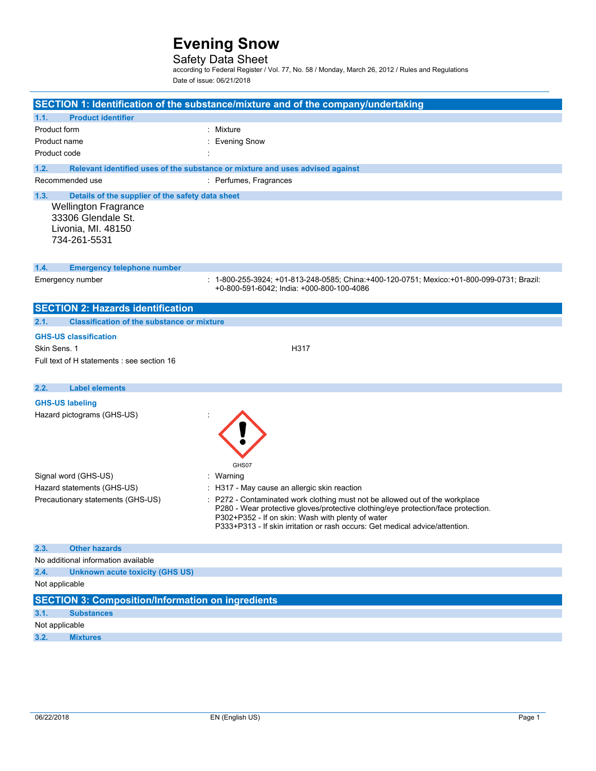# Evening Snow

## Safety Data Sheet

according to Federal Register / Vol. 77, No. 58 / Monday, March 26, 2012 / Rules and Regulations

Date of issue: 06/21/2018

## SECTION 1: Identification of the substance/mixture and of the company/undertaking

### 1.1. Product identifier

| | |
|---|---|
| Product form | : Mixture |
| Product name | : Evening Snow |
| Product code | : |

### 1.2. Relevant identified uses of the substance or mixture and uses advised against

| | |
|---|---|
| Recommended use | : Perfumes, Fragrances |

### 1.3. Details of the supplier of the safety data sheet

Wellington Fragrance
33306 Glendale St.
Livonia, MI. 48150
734-261-5531

### 1.4. Emergency telephone number

| | |
|---|---|
| Emergency number | : 1-800-255-3924; +01-813-248-0585; China:+400-120-0751; Mexico:+01-800-099-0731; Brazil: +0-800-591-6042; India: +000-800-100-4086 |

## SECTION 2: Hazards identification

### 2.1. Classification of the substance or mixture

**GHS-US classification**

| | |
|---|---|
| Skin Sens. 1 | H317 |

Full text of H statements : see section 16

### 2.2. Label elements

**GHS-US labeling**

Hazard pictograms (GHS-US) :

GHS07

| | |
|---|---|
| Signal word (GHS-US) | : Warning |
| Hazard statements (GHS-US) | : H317 - May cause an allergic skin reaction |
| Precautionary statements (GHS-US) | : P272 - Contaminated work clothing must not be allowed out of the workplace<br>P280 - Wear protective gloves/protective clothing/eye protection/face protection.<br>P302+P352 - If on skin: Wash with plenty of water<br>P333+P313 - If skin irritation or rash occurs: Get medical advice/attention. |

### 2.3. Other hazards

No additional information available

### 2.4. Unknown acute toxicity (GHS US)

Not applicable

## SECTION 3: Composition/Information on ingredients

### 3.1. Substances

Not applicable

### 3.2. Mixtures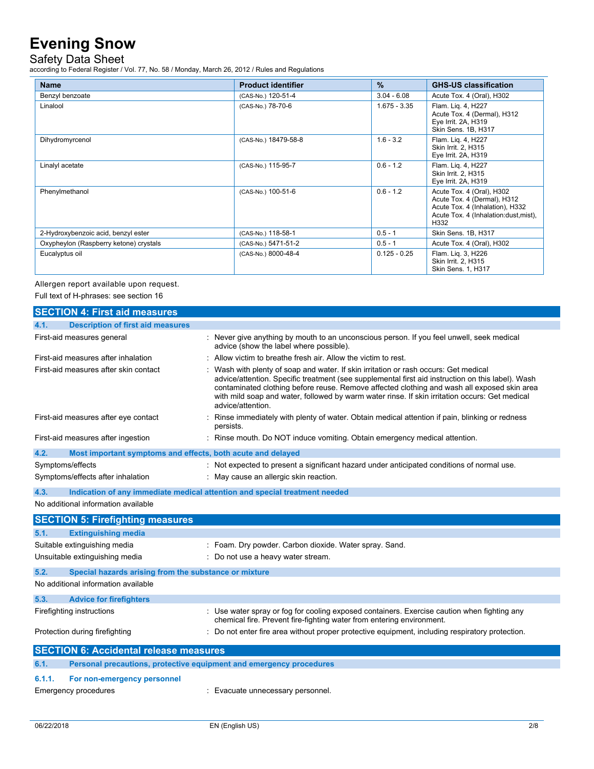| Name | Product identifier | % | GHS-US classification |
|---|---|---|---|
| Benzyl benzoate | (CAS-No.) 120-51-4 | 3.04 - 6.08 | Acute Tox. 4 (Oral), H302 |
| Linalool | (CAS-No.) 78-70-6 | 1.675 - 3.35 | Flam. Liq. 4, H227<br>Acute Tox. 4 (Dermal), H312<br>Eye Irrit. 2A, H319<br>Skin Sens. 1B, H317 |
| Dihydromyrcenol | (CAS-No.) 18479-58-8 | 1.6 - 3.2 | Flam. Liq. 4, H227<br>Skin Irrit. 2, H315<br>Eye Irrit. 2A, H319 |
| Linalyl acetate | (CAS-No.) 115-95-7 | 0.6 - 1.2 | Flam. Liq. 4, H227<br>Skin Irrit. 2, H315<br>Eye Irrit. 2A, H319 |
| Phenylmethanol | (CAS-No.) 100-51-6 | 0.6 - 1.2 | Acute Tox. 4 (Oral), H302<br>Acute Tox. 4 (Dermal), H312<br>Acute Tox. 4 (Inhalation), H332<br>Acute Tox. 4 (Inhalation:dust,mist), H332 |
| 2-Hydroxybenzoic acid, benzyl ester | (CAS-No.) 118-58-1 | 0.5 - 1 | Skin Sens. 1B, H317 |
| Oxypheylon (Raspberry ketone) crystals | (CAS-No.) 5471-51-2 | 0.5 - 1 | Acute Tox. 4 (Oral), H302 |
| Eucalyptus oil | (CAS-No.) 8000-48-4 | 0.125 - 0.25 | Flam. Liq. 3, H226<br>Skin Irrit. 2, H315<br>Skin Sens. 1, H317 |

Allergen report available upon request.

Full text of H-phrases: see section 16

## SECTION 4: First aid measures

### 4.1. Description of first aid measures

First-aid measures general : Never give anything by mouth to an unconscious person. If you feel unwell, seek medical advice (show the label where possible).

First-aid measures after inhalation : Allow victim to breathe fresh air. Allow the victim to rest.

First-aid measures after skin contact : Wash with plenty of soap and water. If skin irritation or rash occurs: Get medical advice/attention. Specific treatment (see supplemental first aid instruction on this label). Wash contaminated clothing before reuse. Remove affected clothing and wash all exposed skin area with mild soap and water, followed by warm water rinse. If skin irritation occurs: Get medical advice/attention.

First-aid measures after eye contact : Rinse immediately with plenty of water. Obtain medical attention if pain, blinking or redness persists.

First-aid measures after ingestion : Rinse mouth. Do NOT induce vomiting. Obtain emergency medical attention.

### 4.2. Most important symptoms and effects, both acute and delayed

Symptoms/effects : Not expected to present a significant hazard under anticipated conditions of normal use.

Symptoms/effects after inhalation : May cause an allergic skin reaction.

### 4.3. Indication of any immediate medical attention and special treatment needed

No additional information available

## SECTION 5: Firefighting measures

### 5.1. Extinguishing media

Suitable extinguishing media : Foam. Dry powder. Carbon dioxide. Water spray. Sand.

Unsuitable extinguishing media : Do not use a heavy water stream.

### 5.2. Special hazards arising from the substance or mixture

No additional information available

### 5.3. Advice for firefighters

Firefighting instructions : Use water spray or fog for cooling exposed containers. Exercise caution when fighting any chemical fire. Prevent fire-fighting water from entering environment.

Protection during firefighting : Do not enter fire area without proper protective equipment, including respiratory protection.

## SECTION 6: Accidental release measures

### 6.1. Personal precautions, protective equipment and emergency procedures

#### 6.1.1. For non-emergency personnel

Emergency procedures : Evacuate unnecessary personnel.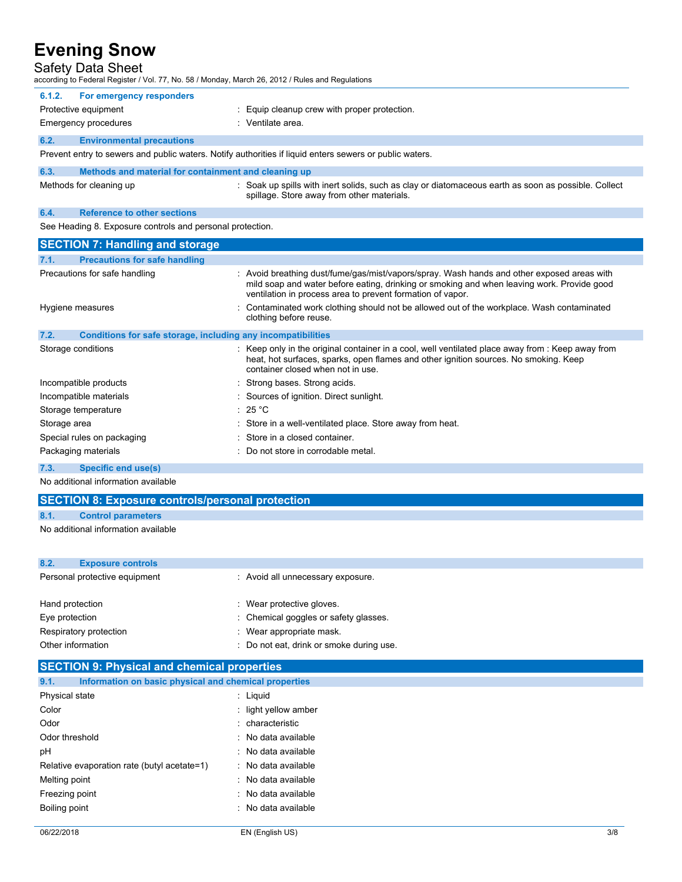#### 6.1.2. For emergency responders

| | |
|---|---|
| Protective equipment | : Equip cleanup crew with proper protection. |
| Emergency procedures | : Ventilate area. |

### 6.2. Environmental precautions

Prevent entry to sewers and public waters. Notify authorities if liquid enters sewers or public waters.

### 6.3. Methods and material for containment and cleaning up

| | |
|---|---|
| Methods for cleaning up | : Soak up spills with inert solids, such as clay or diatomaceous earth as soon as possible. Collect spillage. Store away from other materials. |

### 6.4. Reference to other sections

See Heading 8. Exposure controls and personal protection.

## SECTION 7: Handling and storage

### 7.1. Precautions for safe handling

| | |
|---|---|
| Precautions for safe handling | : Avoid breathing dust/fume/gas/mist/vapors/spray. Wash hands and other exposed areas with mild soap and water before eating, drinking or smoking and when leaving work. Provide good ventilation in process area to prevent formation of vapor. |
| Hygiene measures | : Contaminated work clothing should not be allowed out of the workplace. Wash contaminated clothing before reuse. |

### 7.2. Conditions for safe storage, including any incompatibilities

| | |
|---|---|
| Storage conditions | : Keep only in the original container in a cool, well ventilated place away from : Keep away from heat, hot surfaces, sparks, open flames and other ignition sources. No smoking. Keep container closed when not in use. |
| Incompatible products | : Strong bases. Strong acids. |
| Incompatible materials | : Sources of ignition. Direct sunlight. |
| Storage temperature | : 25 °C |
| Storage area | : Store in a well-ventilated place. Store away from heat. |
| Special rules on packaging | : Store in a closed container. |
| Packaging materials | : Do not store in corrodable metal. |

### 7.3. Specific end use(s)

No additional information available

## SECTION 8: Exposure controls/personal protection

### 8.1. Control parameters

No additional information available

### 8.2. Exposure controls

| | |
|---|---|
| Personal protective equipment | : Avoid all unnecessary exposure. |
| Hand protection | : Wear protective gloves. |
| Eye protection | : Chemical goggles or safety glasses. |
| Respiratory protection | : Wear appropriate mask. |
| Other information | : Do not eat, drink or smoke during use. |

## SECTION 9: Physical and chemical properties

### 9.1. Information on basic physical and chemical properties

| | |
|---|---|
| Physical state | : Liquid |
| Color | : light yellow amber |
| Odor | : characteristic |
| Odor threshold | : No data available |
| pH | : No data available |
| Relative evaporation rate (butyl acetate=1) | : No data available |
| Melting point | : No data available |
| Freezing point | : No data available |
| Boiling point | : No data available |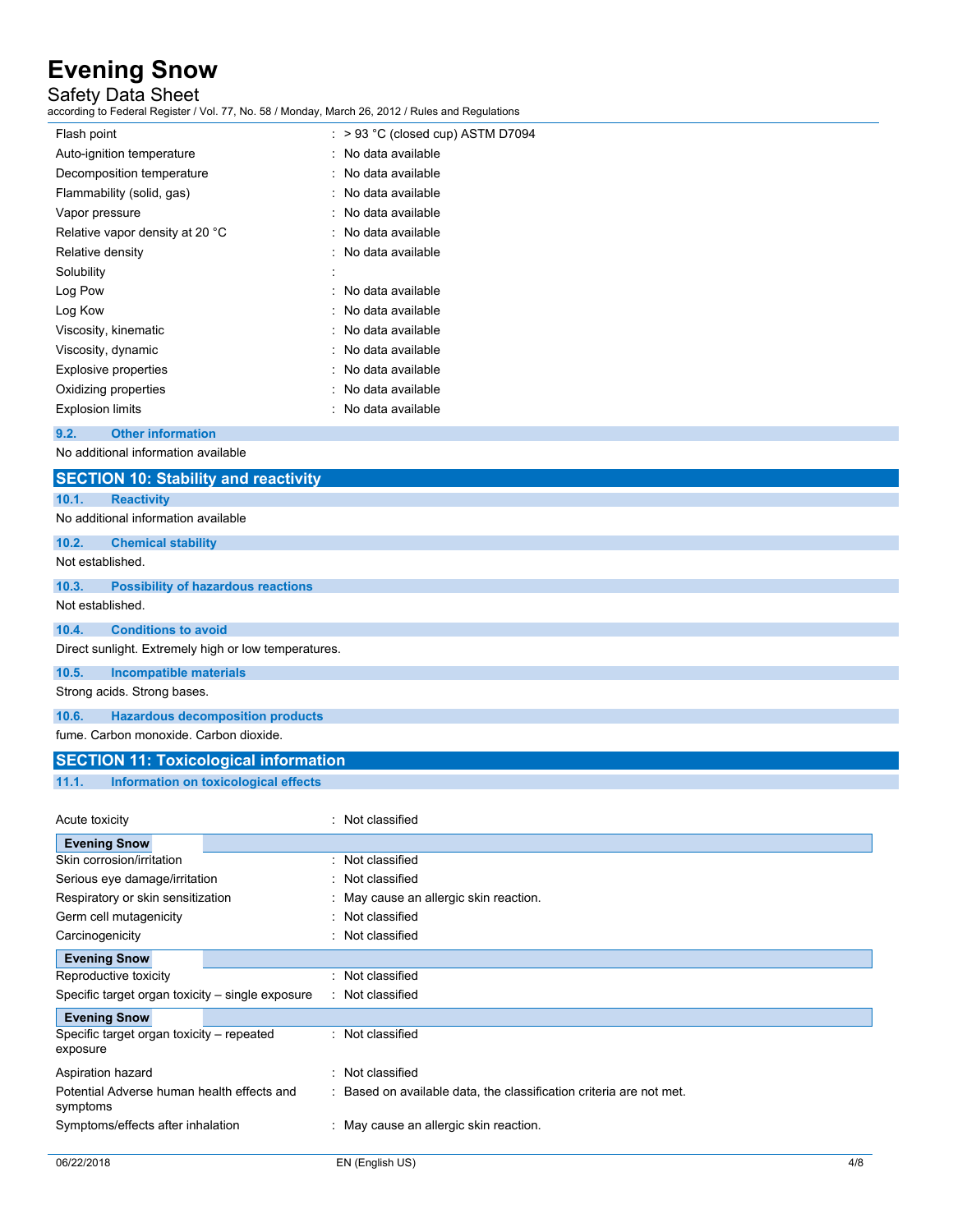| | |
|---|---|
| Flash point | : > 93 °C (closed cup) ASTM D7094 |
| Auto-ignition temperature | : No data available |
| Decomposition temperature | : No data available |
| Flammability (solid, gas) | : No data available |
| Vapor pressure | : No data available |
| Relative vapor density at 20 °C | : No data available |
| Relative density | : No data available |
| Solubility | : |
| Log Pow | : No data available |
| Log Kow | : No data available |
| Viscosity, kinematic | : No data available |
| Viscosity, dynamic | : No data available |
| Explosive properties | : No data available |
| Oxidizing properties | : No data available |
| Explosion limits | : No data available |

### 9.2. Other information

No additional information available

## SECTION 10: Stability and reactivity

### 10.1. Reactivity

No additional information available

### 10.2. Chemical stability

Not established.

### 10.3. Possibility of hazardous reactions

Not established.

### 10.4. Conditions to avoid

Direct sunlight. Extremely high or low temperatures.

### 10.5. Incompatible materials

Strong acids. Strong bases.

### 10.6. Hazardous decomposition products

fume. Carbon monoxide. Carbon dioxide.

## SECTION 11: Toxicological information

### 11.1. Information on toxicological effects

| | |
|---|---|
| Acute toxicity | : Not classified |

**Evening Snow**

| | |
|---|---|
| Skin corrosion/irritation | : Not classified |
| Serious eye damage/irritation | : Not classified |
| Respiratory or skin sensitization | : May cause an allergic skin reaction. |
| Germ cell mutagenicity | : Not classified |
| Carcinogenicity | : Not classified |

**Evening Snow**

| | |
|---|---|
| Reproductive toxicity | : Not classified |
| Specific target organ toxicity – single exposure | : Not classified |

**Evening Snow**

| | |
|---|---|
| Specific target organ toxicity – repeated exposure | : Not classified |
| Aspiration hazard | : Not classified |
| Potential Adverse human health effects and symptoms | : Based on available data, the classification criteria are not met. |
| Symptoms/effects after inhalation | : May cause an allergic skin reaction. |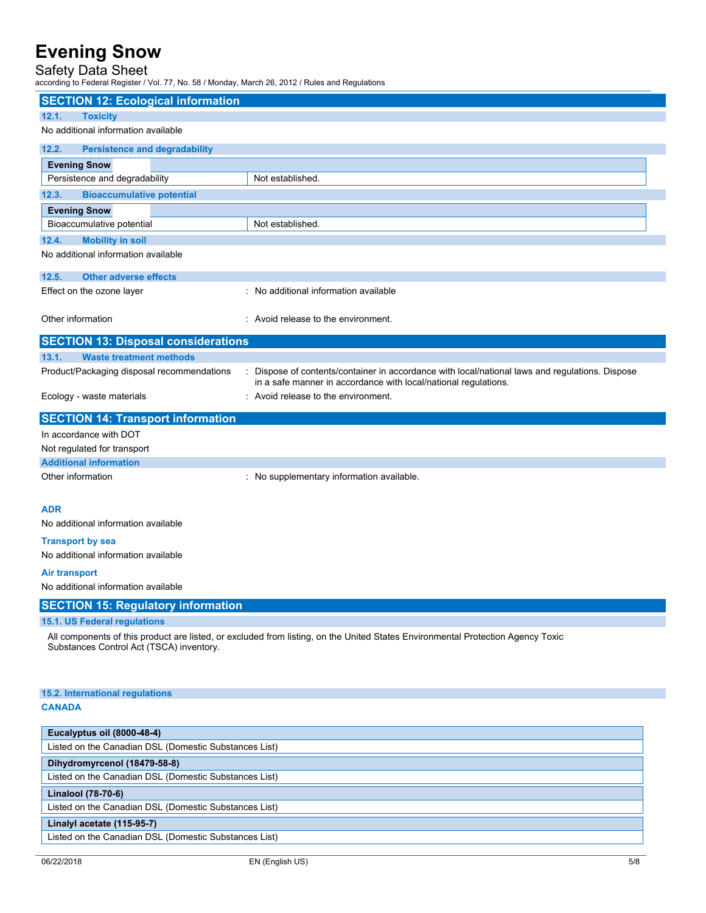## SECTION 12: Ecological information

### 12.1. Toxicity

No additional information available

### 12.2. Persistence and degradability

| Evening Snow | |
|---|---|
| Persistence and degradability | Not established. |

### 12.3. Bioaccumulative potential

| Evening Snow | |
|---|---|
| Bioaccumulative potential | Not established. |

### 12.4. Mobility in soil

No additional information available

### 12.5. Other adverse effects

Effect on the ozone layer : No additional information available

Other information : Avoid release to the environment.

## SECTION 13: Disposal considerations

### 13.1. Waste treatment methods

Product/Packaging disposal recommendations : Dispose of contents/container in accordance with local/national laws and regulations. Dispose in a safe manner in accordance with local/national regulations.

Ecology - waste materials : Avoid release to the environment.

## SECTION 14: Transport information

In accordance with DOT

Not regulated for transport

### Additional information

Other information : No supplementary information available.

**ADR**

No additional information available

**Transport by sea**

No additional information available

**Air transport**

No additional information available

## SECTION 15: Regulatory information

### 15.1. US Federal regulations

All components of this product are listed, or excluded from listing, on the United States Environmental Protection Agency Toxic Substances Control Act (TSCA) inventory.

### 15.2. International regulations

**CANADA**

| Eucalyptus oil (8000-48-4) |
|---|
| Listed on the Canadian DSL (Domestic Substances List) |

| Dihydromyrcenol (18479-58-8) |
|---|
| Listed on the Canadian DSL (Domestic Substances List) |

| Linalool (78-70-6) |
|---|
| Listed on the Canadian DSL (Domestic Substances List) |

| Linalyl acetate (115-95-7) |
|---|
| Listed on the Canadian DSL (Domestic Substances List) |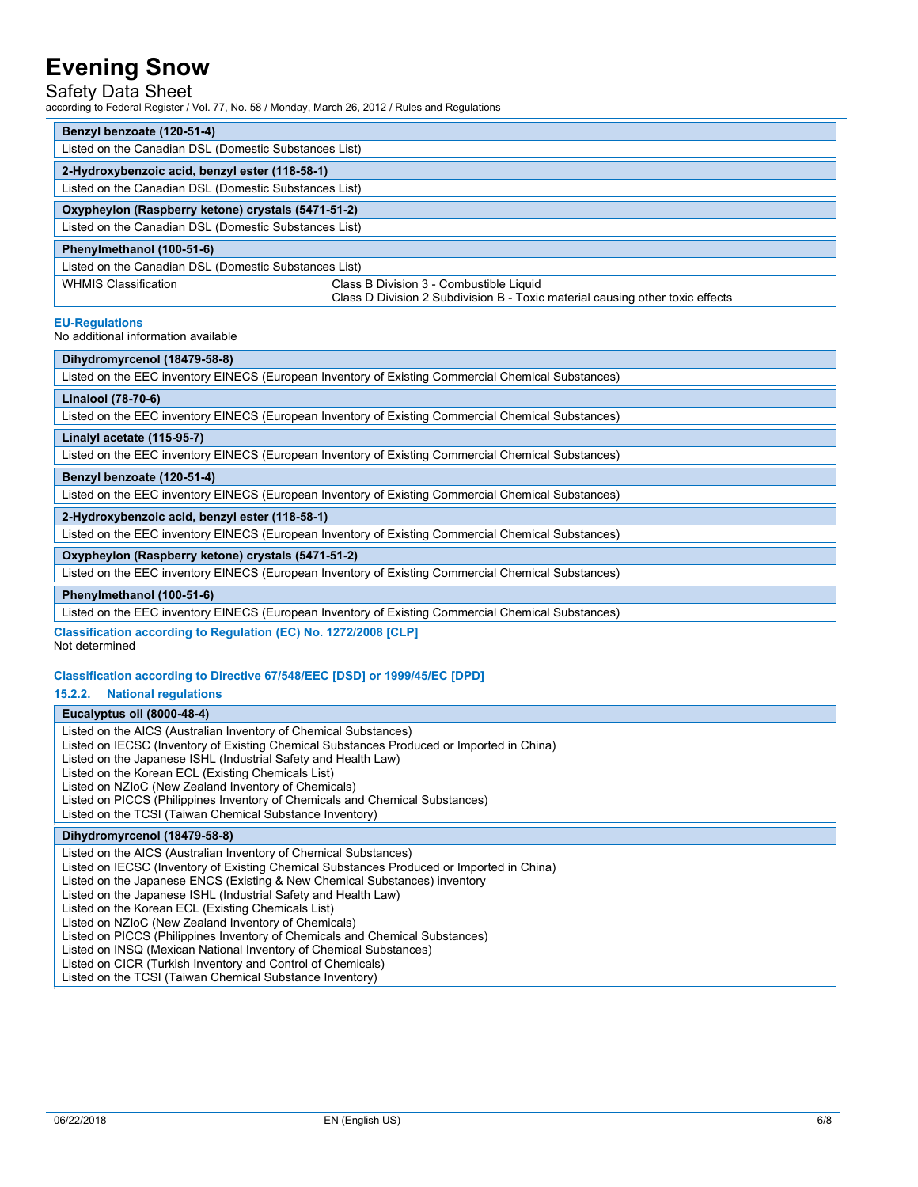| Benzyl benzoate (120-51-4) | |
|---|---|
| Listed on the Canadian DSL (Domestic Substances List) | |

| 2-Hydroxybenzoic acid, benzyl ester (118-58-1) | |
|---|---|
| Listed on the Canadian DSL (Domestic Substances List) | |

| Oxypheylon (Raspberry ketone) crystals (5471-51-2) | |
|---|---|
| Listed on the Canadian DSL (Domestic Substances List) | |

| Phenylmethanol (100-51-6) | |
|---|---|
| Listed on the Canadian DSL (Domestic Substances List) | |
| WHMIS Classification | Class B Division 3 - Combustible Liquid<br>Class D Division 2 Subdivision B - Toxic material causing other toxic effects |

**EU-Regulations**

No additional information available

| Dihydromyrcenol (18479-58-8) |
|---|
| Listed on the EEC inventory EINECS (European Inventory of Existing Commercial Chemical Substances) |

| Linalool (78-70-6) |
|---|
| Listed on the EEC inventory EINECS (European Inventory of Existing Commercial Chemical Substances) |

| Linalyl acetate (115-95-7) |
|---|
| Listed on the EEC inventory EINECS (European Inventory of Existing Commercial Chemical Substances) |

| Benzyl benzoate (120-51-4) |
|---|
| Listed on the EEC inventory EINECS (European Inventory of Existing Commercial Chemical Substances) |

| 2-Hydroxybenzoic acid, benzyl ester (118-58-1) |
|---|
| Listed on the EEC inventory EINECS (European Inventory of Existing Commercial Chemical Substances) |

| Oxypheylon (Raspberry ketone) crystals (5471-51-2) |
|---|
| Listed on the EEC inventory EINECS (European Inventory of Existing Commercial Chemical Substances) |

| Phenylmethanol (100-51-6) |
|---|
| Listed on the EEC inventory EINECS (European Inventory of Existing Commercial Chemical Substances) |

**Classification according to Regulation (EC) No. 1272/2008 [CLP]**

Not determined

**Classification according to Directive 67/548/EEC [DSD] or 1999/45/EC [DPD]**

### 15.2.2. National regulations

| Eucalyptus oil (8000-48-4) |
|---|
| Listed on the AICS (Australian Inventory of Chemical Substances)<br>Listed on IECSC (Inventory of Existing Chemical Substances Produced or Imported in China)<br>Listed on the Japanese ISHL (Industrial Safety and Health Law)<br>Listed on the Korean ECL (Existing Chemicals List)<br>Listed on NZIoC (New Zealand Inventory of Chemicals)<br>Listed on PICCS (Philippines Inventory of Chemicals and Chemical Substances)<br>Listed on the TCSI (Taiwan Chemical Substance Inventory) |

| Dihydromyrcenol (18479-58-8) |
|---|
| Listed on the AICS (Australian Inventory of Chemical Substances)<br>Listed on IECSC (Inventory of Existing Chemical Substances Produced or Imported in China)<br>Listed on the Japanese ENCS (Existing & New Chemical Substances) inventory<br>Listed on the Japanese ISHL (Industrial Safety and Health Law)<br>Listed on the Korean ECL (Existing Chemicals List)<br>Listed on NZIoC (New Zealand Inventory of Chemicals)<br>Listed on PICCS (Philippines Inventory of Chemicals and Chemical Substances)<br>Listed on INSQ (Mexican National Inventory of Chemical Substances)<br>Listed on CICR (Turkish Inventory and Control of Chemicals)<br>Listed on the TCSI (Taiwan Chemical Substance Inventory) |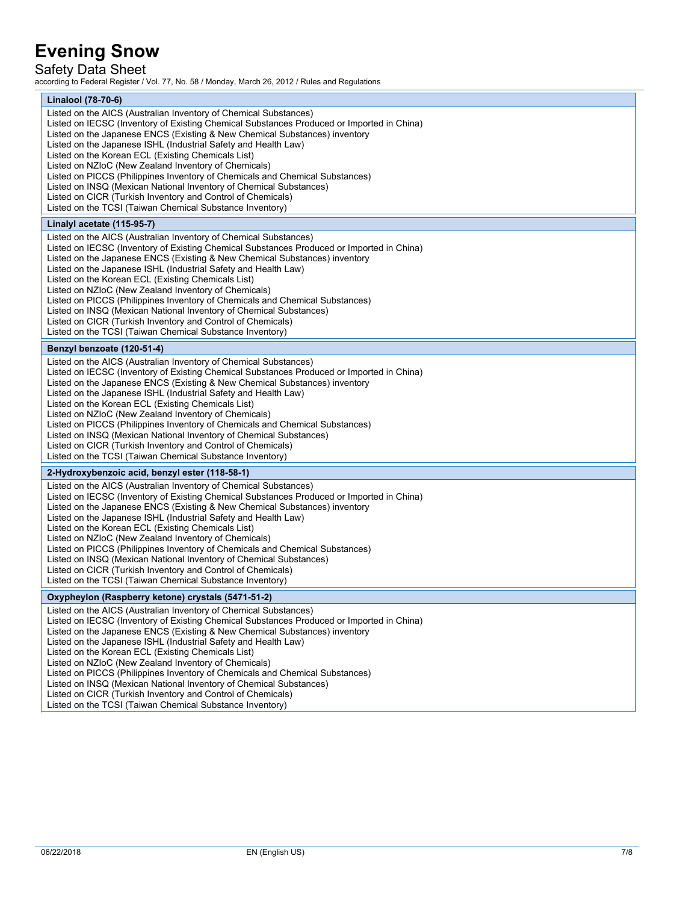**Linalool (78-70-6)**

Listed on the AICS (Australian Inventory of Chemical Substances)
Listed on IECSC (Inventory of Existing Chemical Substances Produced or Imported in China)
Listed on the Japanese ENCS (Existing & New Chemical Substances) inventory
Listed on the Japanese ISHL (Industrial Safety and Health Law)
Listed on the Korean ECL (Existing Chemicals List)
Listed on NZIoC (New Zealand Inventory of Chemicals)
Listed on PICCS (Philippines Inventory of Chemicals and Chemical Substances)
Listed on INSQ (Mexican National Inventory of Chemical Substances)
Listed on CICR (Turkish Inventory and Control of Chemicals)
Listed on the TCSI (Taiwan Chemical Substance Inventory)

**Linalyl acetate (115-95-7)**

Listed on the AICS (Australian Inventory of Chemical Substances)
Listed on IECSC (Inventory of Existing Chemical Substances Produced or Imported in China)
Listed on the Japanese ENCS (Existing & New Chemical Substances) inventory
Listed on the Japanese ISHL (Industrial Safety and Health Law)
Listed on the Korean ECL (Existing Chemicals List)
Listed on NZIoC (New Zealand Inventory of Chemicals)
Listed on PICCS (Philippines Inventory of Chemicals and Chemical Substances)
Listed on INSQ (Mexican National Inventory of Chemical Substances)
Listed on CICR (Turkish Inventory and Control of Chemicals)
Listed on the TCSI (Taiwan Chemical Substance Inventory)

**Benzyl benzoate (120-51-4)**

Listed on the AICS (Australian Inventory of Chemical Substances)
Listed on IECSC (Inventory of Existing Chemical Substances Produced or Imported in China)
Listed on the Japanese ENCS (Existing & New Chemical Substances) inventory
Listed on the Japanese ISHL (Industrial Safety and Health Law)
Listed on the Korean ECL (Existing Chemicals List)
Listed on NZIoC (New Zealand Inventory of Chemicals)
Listed on PICCS (Philippines Inventory of Chemicals and Chemical Substances)
Listed on INSQ (Mexican National Inventory of Chemical Substances)
Listed on CICR (Turkish Inventory and Control of Chemicals)
Listed on the TCSI (Taiwan Chemical Substance Inventory)

**2-Hydroxybenzoic acid, benzyl ester (118-58-1)**

Listed on the AICS (Australian Inventory of Chemical Substances)
Listed on IECSC (Inventory of Existing Chemical Substances Produced or Imported in China)
Listed on the Japanese ENCS (Existing & New Chemical Substances) inventory
Listed on the Japanese ISHL (Industrial Safety and Health Law)
Listed on the Korean ECL (Existing Chemicals List)
Listed on NZIoC (New Zealand Inventory of Chemicals)
Listed on PICCS (Philippines Inventory of Chemicals and Chemical Substances)
Listed on INSQ (Mexican National Inventory of Chemical Substances)
Listed on CICR (Turkish Inventory and Control of Chemicals)
Listed on the TCSI (Taiwan Chemical Substance Inventory)

**Oxypheylon (Raspberry ketone) crystals (5471-51-2)**

Listed on the AICS (Australian Inventory of Chemical Substances)
Listed on IECSC (Inventory of Existing Chemical Substances Produced or Imported in China)
Listed on the Japanese ENCS (Existing & New Chemical Substances) inventory
Listed on the Japanese ISHL (Industrial Safety and Health Law)
Listed on the Korean ECL (Existing Chemicals List)
Listed on NZIoC (New Zealand Inventory of Chemicals)
Listed on PICCS (Philippines Inventory of Chemicals and Chemical Substances)
Listed on INSQ (Mexican National Inventory of Chemical Substances)
Listed on CICR (Turkish Inventory and Control of Chemicals)
Listed on the TCSI (Taiwan Chemical Substance Inventory)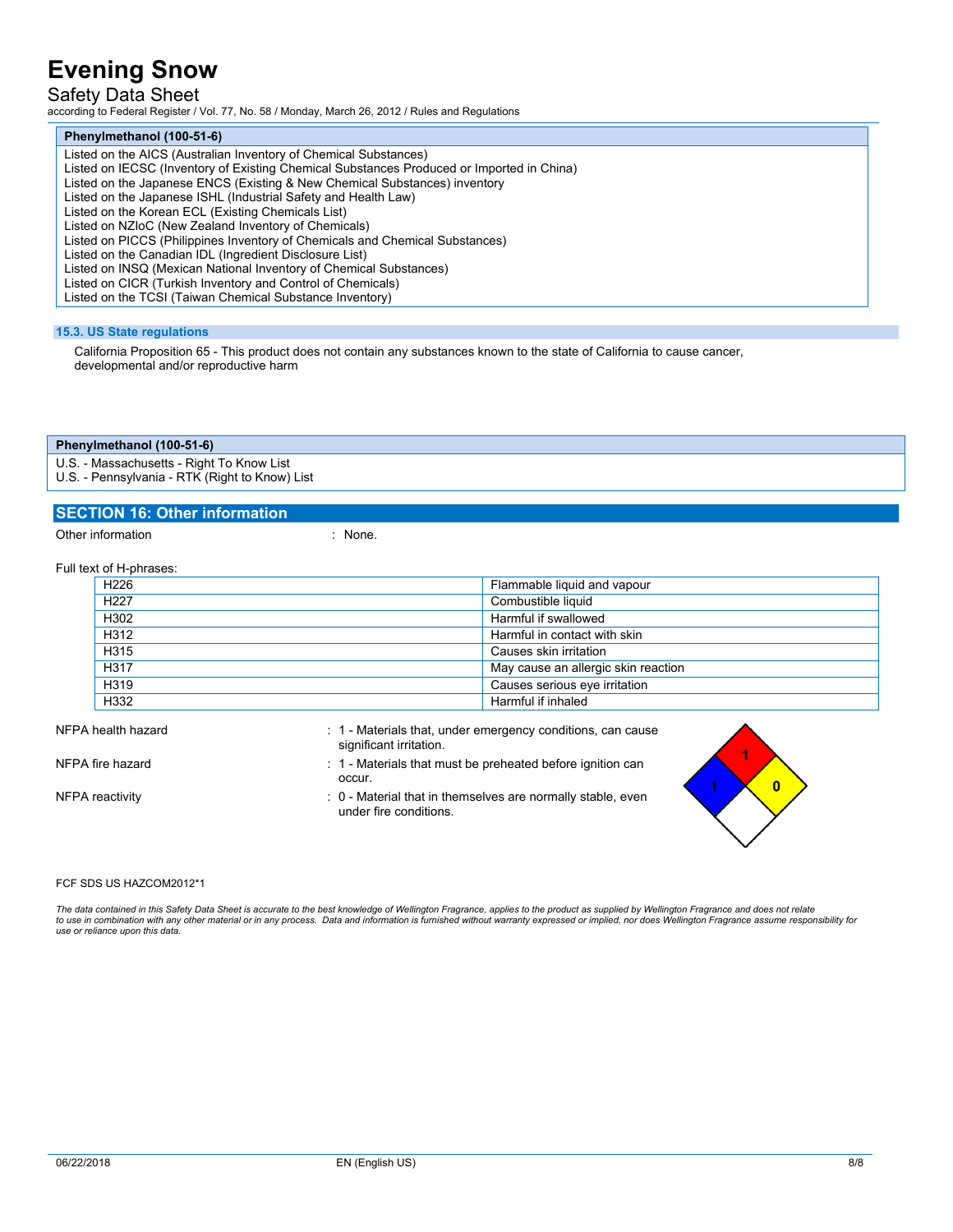| Phenylmethanol (100-51-6) |
|---|
| Listed on the AICS (Australian Inventory of Chemical Substances)<br>Listed on IECSC (Inventory of Existing Chemical Substances Produced or Imported in China)<br>Listed on the Japanese ENCS (Existing & New Chemical Substances) inventory<br>Listed on the Japanese ISHL (Industrial Safety and Health Law)<br>Listed on the Korean ECL (Existing Chemicals List)<br>Listed on NZIoC (New Zealand Inventory of Chemicals)<br>Listed on PICCS (Philippines Inventory of Chemicals and Chemical Substances)<br>Listed on the Canadian IDL (Ingredient Disclosure List)<br>Listed on INSQ (Mexican National Inventory of Chemical Substances)<br>Listed on CICR (Turkish Inventory and Control of Chemicals)<br>Listed on the TCSI (Taiwan Chemical Substance Inventory) |

### 15.3. US State regulations

California Proposition 65 - This product does not contain any substances known to the state of California to cause cancer, developmental and/or reproductive harm

| Phenylmethanol (100-51-6) |
|---|
| U.S. - Massachusetts - Right To Know List<br>U.S. - Pennsylvania - RTK (Right to Know) List |

## SECTION 16: Other information

Other information : None.

Full text of H-phrases:

| | |
|---|---|
| H226 | Flammable liquid and vapour |
| H227 | Combustible liquid |
| H302 | Harmful if swallowed |
| H312 | Harmful in contact with skin |
| H315 | Causes skin irritation |
| H317 | May cause an allergic skin reaction |
| H319 | Causes serious eye irritation |
| H332 | Harmful if inhaled |

NFPA health hazard : 1 - Materials that, under emergency conditions, can cause significant irritation.

NFPA fire hazard : 1 - Materials that must be preheated before ignition can occur.

NFPA reactivity : 0 - Material that in themselves are normally stable, even under fire conditions.

1
1
0

FCF SDS US HAZCOM2012*1

*The data contained in this Safety Data Sheet is accurate to the best knowledge of Wellington Fragrance, applies to the product as supplied by Wellington Fragrance and does not relate to use in combination with any other material or in any process. Data and information is furnished without warranty expressed or implied, nor does Wellington Fragrance assume responsibility for use or reliance upon this data.*